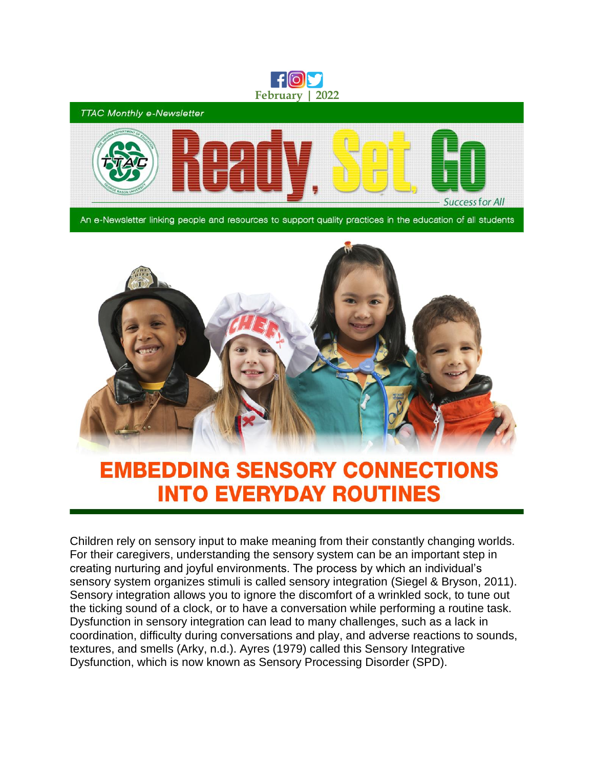February | 2022

*TTAC Monthly e-Newsletter*

# Ready, Set, Go

*Success for All*

An e-Newsletter linking people and resources to support quality practices in the education of all students

## EMBEDDING SENSORY CONNECTIONS INTO EVERYDAY ROUTINES

Children rely on sensory input to make meaning from their constantly changing worlds. For their caregivers, understanding the sensory system can be an important step in creating nurturing and joyful environments. The process by which an individual's sensory system organizes stimuli is called sensory integration (Siegel & Bryson, 2011). Sensory integration allows you to ignore the discomfort of a wrinkled sock, to tune out the ticking sound of a clock, or to have a conversation while performing a routine task. Dysfunction in sensory integration can lead to many challenges, such as a lack in coordination, difficulty during conversations and play, and adverse reactions to sounds, textures, and smells (Arky, n.d.). Ayres (1979) called this Sensory Integrative Dysfunction, which is now known as Sensory Processing Disorder (SPD).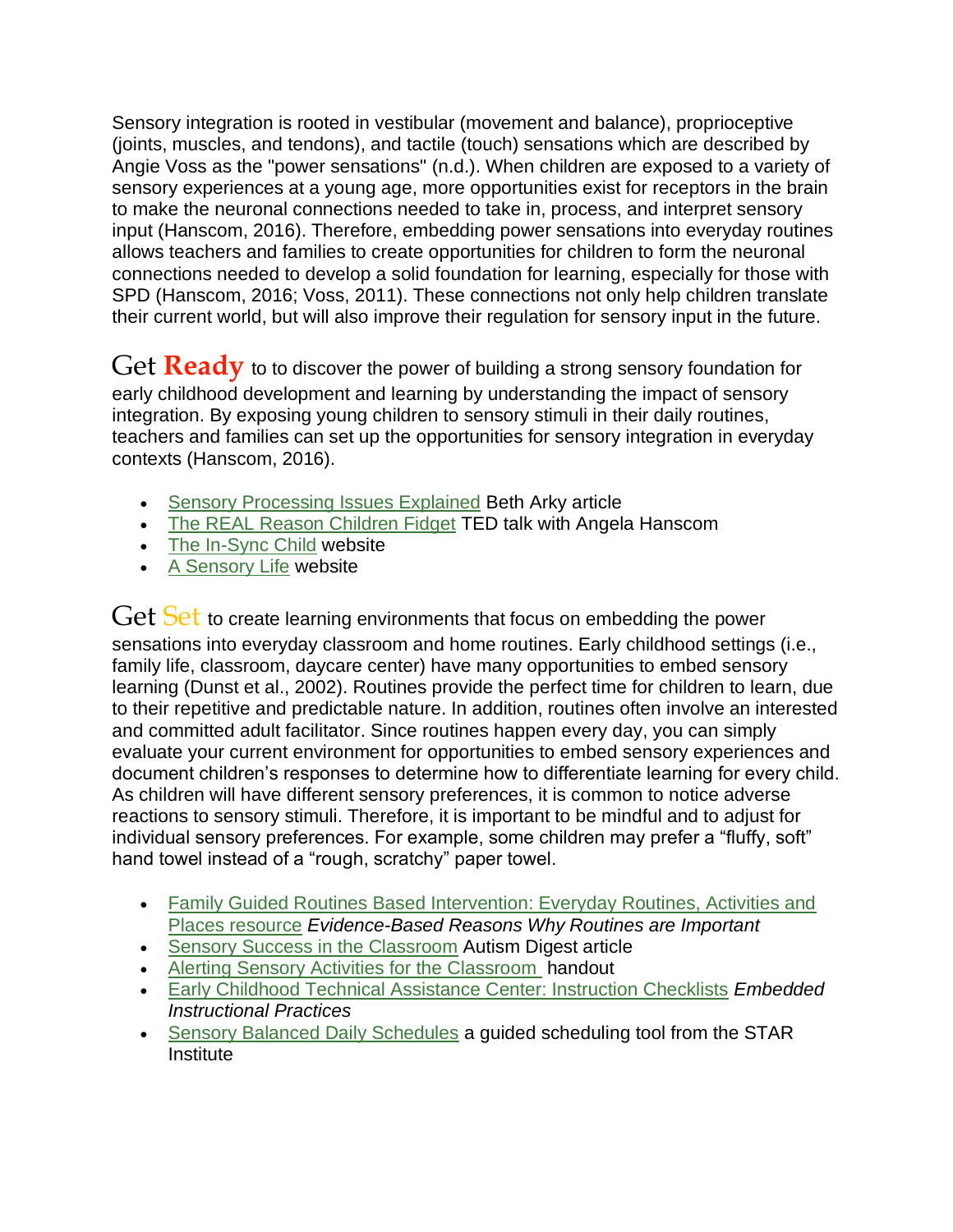Sensory integration is rooted in vestibular (movement and balance), proprioceptive (joints, muscles, and tendons), and tactile (touch) sensations which are described by Angie Voss as the "power sensations" (n.d.). When children are exposed to a variety of sensory experiences at a young age, more opportunities exist for receptors in the brain to make the neuronal connections needed to take in, process, and interpret sensory input (Hanscom, 2016). Therefore, embedding power sensations into everyday routines allows teachers and families to create opportunities for children to form the neuronal connections needed to develop a solid foundation for learning, especially for those with SPD (Hanscom, 2016; Voss, 2011). These connections not only help children translate their current world, but will also improve their regulation for sensory input in the future.

**Get Ready** to to discover the power of building a strong sensory foundation for early childhood development and learning by understanding the impact of sensory integration. By exposing young children to sensory stimuli in their daily routines, teachers and families can set up the opportunities for sensory integration in everyday contexts (Hanscom, 2016).

- Sensory Processing Issues Explained Beth Arky article
- The REAL Reason Children Fidget TED talk with Angela Hanscom
- The In-Sync Child website
- A Sensory Life website

**Get Set** to create learning environments that focus on embedding the power sensations into everyday classroom and home routines. Early childhood settings (i.e., family life, classroom, daycare center) have many opportunities to embed sensory learning (Dunst et al., 2002). Routines provide the perfect time for children to learn, due to their repetitive and predictable nature. In addition, routines often involve an interested and committed adult facilitator. Since routines happen every day, you can simply evaluate your current environment for opportunities to embed sensory experiences and document children's responses to determine how to differentiate learning for every child. As children will have different sensory preferences, it is common to notice adverse reactions to sensory stimuli. Therefore, it is important to be mindful and to adjust for individual sensory preferences. For example, some children may prefer a "fluffy, soft" hand towel instead of a "rough, scratchy" paper towel.

- Family Guided Routines Based Intervention: Everyday Routines, Activities and Places resource *Evidence-Based Reasons Why Routines are Important*
- Sensory Success in the Classroom Autism Digest article
- Alerting Sensory Activities for the Classroom handout
- Early Childhood Technical Assistance Center: Instruction Checklists *Embedded Instructional Practices*
- Sensory Balanced Daily Schedules a guided scheduling tool from the STAR Institute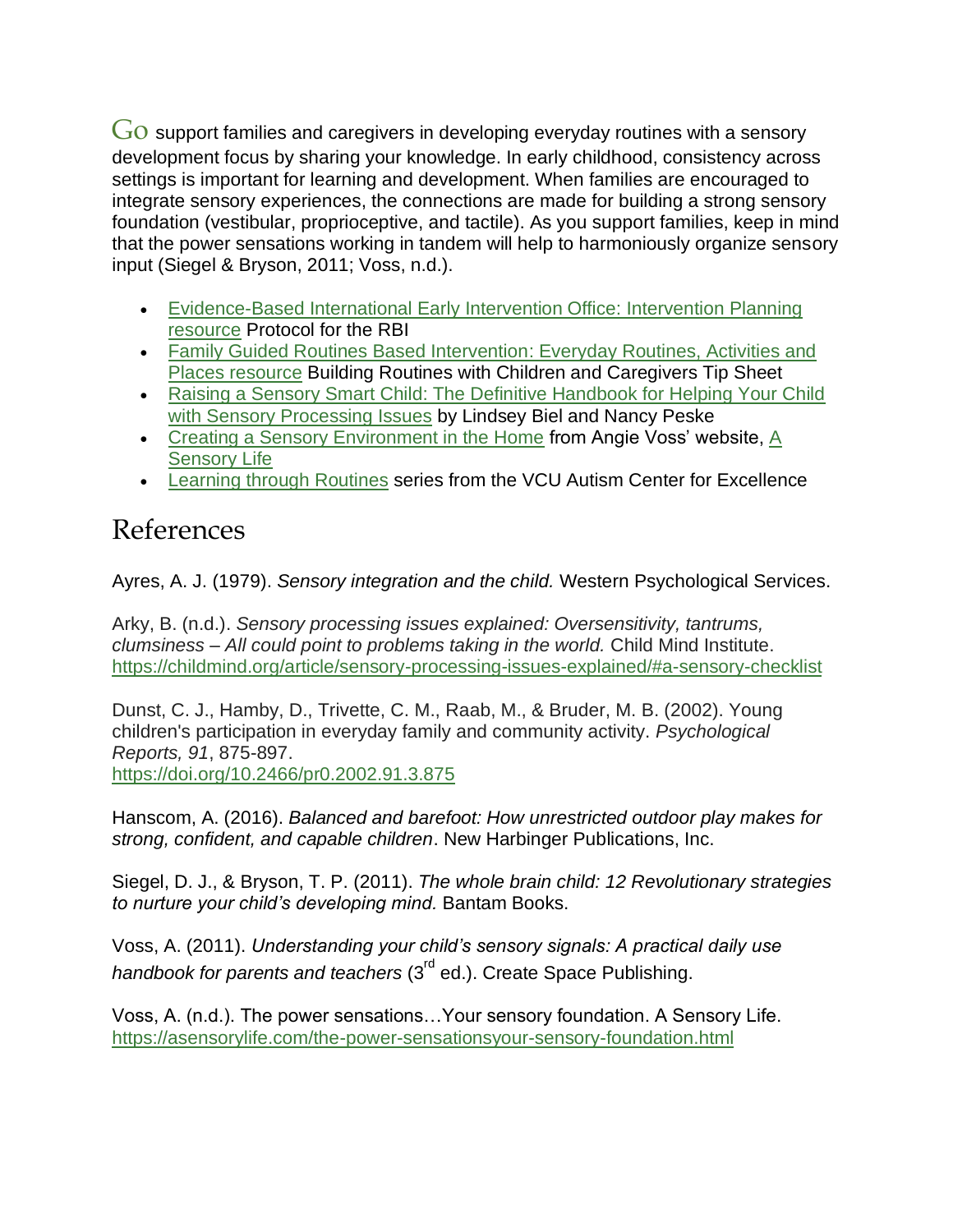Go support families and caregivers in developing everyday routines with a sensory development focus by sharing your knowledge. In early childhood, consistency across settings is important for learning and development. When families are encouraged to integrate sensory experiences, the connections are made for building a strong sensory foundation (vestibular, proprioceptive, and tactile). As you support families, keep in mind that the power sensations working in tandem will help to harmoniously organize sensory input (Siegel & Bryson, 2011; Voss, n.d.).

- Evidence-Based International Early Intervention Office: Intervention Planning resource Protocol for the RBI
- Family Guided Routines Based Intervention: Everyday Routines, Activities and Places resource Building Routines with Children and Caregivers Tip Sheet
- Raising a Sensory Smart Child: The Definitive Handbook for Helping Your Child with Sensory Processing Issues by Lindsey Biel and Nancy Peske
- Creating a Sensory Environment in the Home from Angie Voss' website, A Sensory Life
- Learning through Routines series from the VCU Autism Center for Excellence

## References

Ayres, A. J. (1979). *Sensory integration and the child.* Western Psychological Services.

Arky, B. (n.d.). *Sensory processing issues explained: Oversensitivity, tantrums, clumsiness – All could point to problems taking in the world.* Child Mind Institute. https://childmind.org/article/sensory-processing-issues-explained/#a-sensory-checklist

Dunst, C. J., Hamby, D., Trivette, C. M., Raab, M., & Bruder, M. B. (2002). Young children's participation in everyday family and community activity. *Psychological Reports, 91*, 875-897. https://doi.org/10.2466/pr0.2002.91.3.875

Hanscom, A. (2016). *Balanced and barefoot: How unrestricted outdoor play makes for strong, confident, and capable children*. New Harbinger Publications, Inc.

Siegel, D. J., & Bryson, T. P. (2011). *The whole brain child: 12 Revolutionary strategies to nurture your child's developing mind.* Bantam Books.

Voss, A. (2011). *Understanding your child's sensory signals: A practical daily use handbook for parents and teachers* (3rd ed.). Create Space Publishing.

Voss, A. (n.d.). The power sensations…Your sensory foundation. A Sensory Life. https://asensorylife.com/the-power-sensationsyour-sensory-foundation.html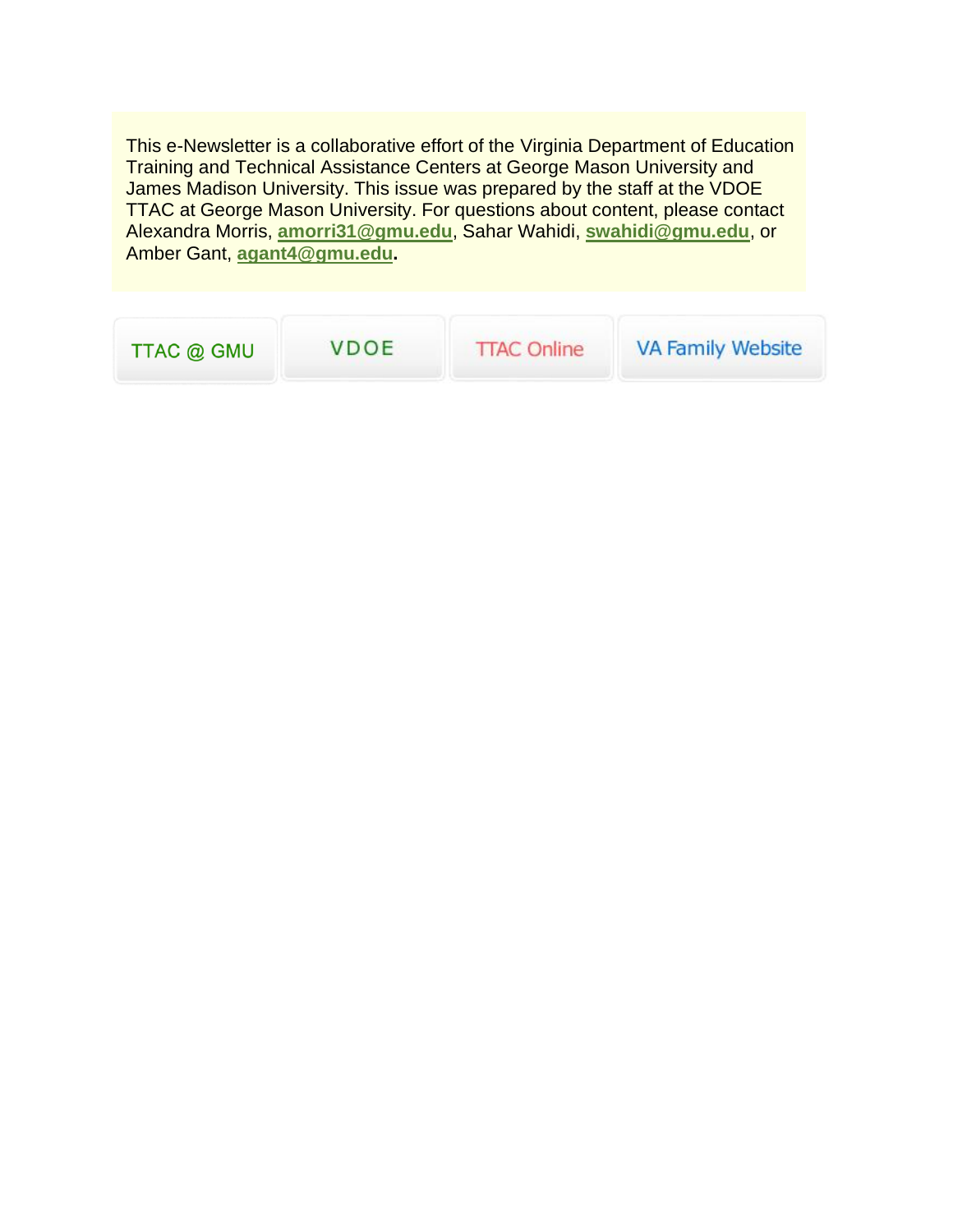This e-Newsletter is a collaborative effort of the Virginia Department of Education Training and Technical Assistance Centers at George Mason University and James Madison University. This issue was prepared by the staff at the VDOE TTAC at George Mason University. For questions about content, please contact Alexandra Morris, **amorri31@gmu.edu**, Sahar Wahidi, **swahidi@gmu.edu**, or Amber Gant, **agant4@gmu.edu.**

TTAC @ GMU | VDOE | TTAC Online | VA Family Website